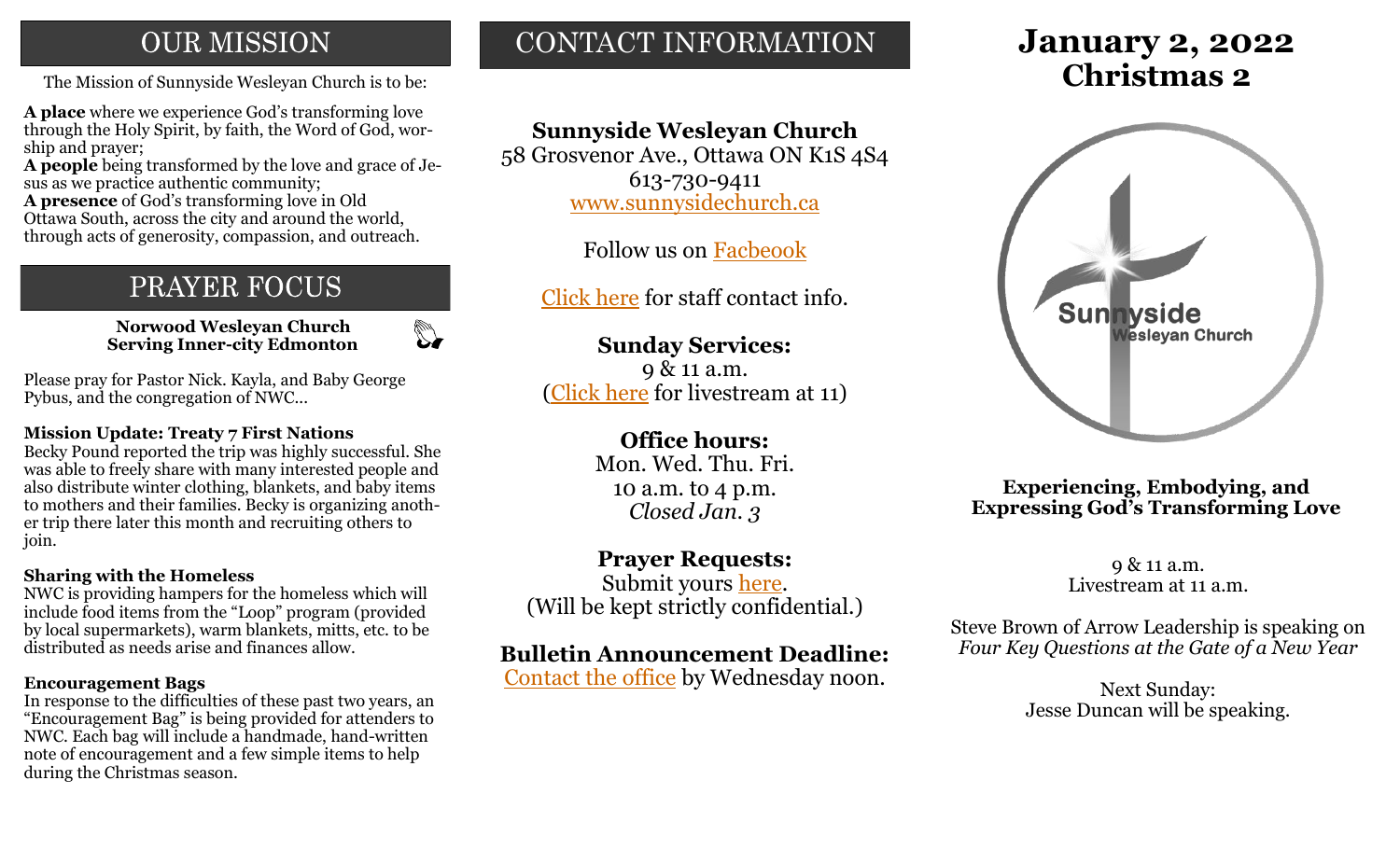## OUR MISSION

The Mission of Sunnyside Wesleyan Church is to be:

**A place** where we experience God's transforming love through the Holy Spirit, by faith, the Word of God, worship and prayer;
**A people** being transformed by the love and grace of Jesus as we practice authentic community;
**A presence** of God's transforming love in Old Ottawa South, across the city and around the world, through acts of generosity, compassion, and outreach.

## PRAYER FOCUS

**Norwood Wesleyan Church**
**Serving Inner-city Edmonton**

Please pray for Pastor Nick. Kayla, and Baby George Pybus, and the congregation of NWC...

**Mission Update: Treaty 7 First Nations**
Becky Pound reported the trip was highly successful. She was able to freely share with many interested people and also distribute winter clothing, blankets, and baby items to mothers and their families. Becky is organizing another trip there later this month and recruiting others to join.

**Sharing with the Homeless**
NWC is providing hampers for the homeless which will include food items from the "Loop" program (provided by local supermarkets), warm blankets, mitts, etc. to be distributed as needs arise and finances allow.

**Encouragement Bags**
In response to the difficulties of these past two years, an "Encouragement Bag" is being provided for attenders to NWC. Each bag will include a handmade, hand-written note of encouragement and a few simple items to help during the Christmas season.

## CONTACT INFORMATION

**Sunnyside Wesleyan Church**
58 Grosvenor Ave., Ottawa ON K1S 4S4
613-730-9411
www.sunnysidechurch.ca

Follow us on Facbeook

Click here for staff contact info.

**Sunday Services:**
9 & 11 a.m.
(Click here for livestream at 11)

**Office hours:**
Mon. Wed. Thu. Fri.
10 a.m. to 4 p.m.
*Closed Jan. 3*

**Prayer Requests:**
Submit yours here.
(Will be kept strictly confidential.)

**Bulletin Announcement Deadline:**
Contact the office by Wednesday noon.

# January 2, 2022
# Christmas 2

**Experiencing, Embodying, and Expressing God's Transforming Love**

9 & 11 a.m.
Livestream at 11 a.m.

Steve Brown of Arrow Leadership is speaking on *Four Key Questions at the Gate of a New Year*

Next Sunday:
Jesse Duncan will be speaking.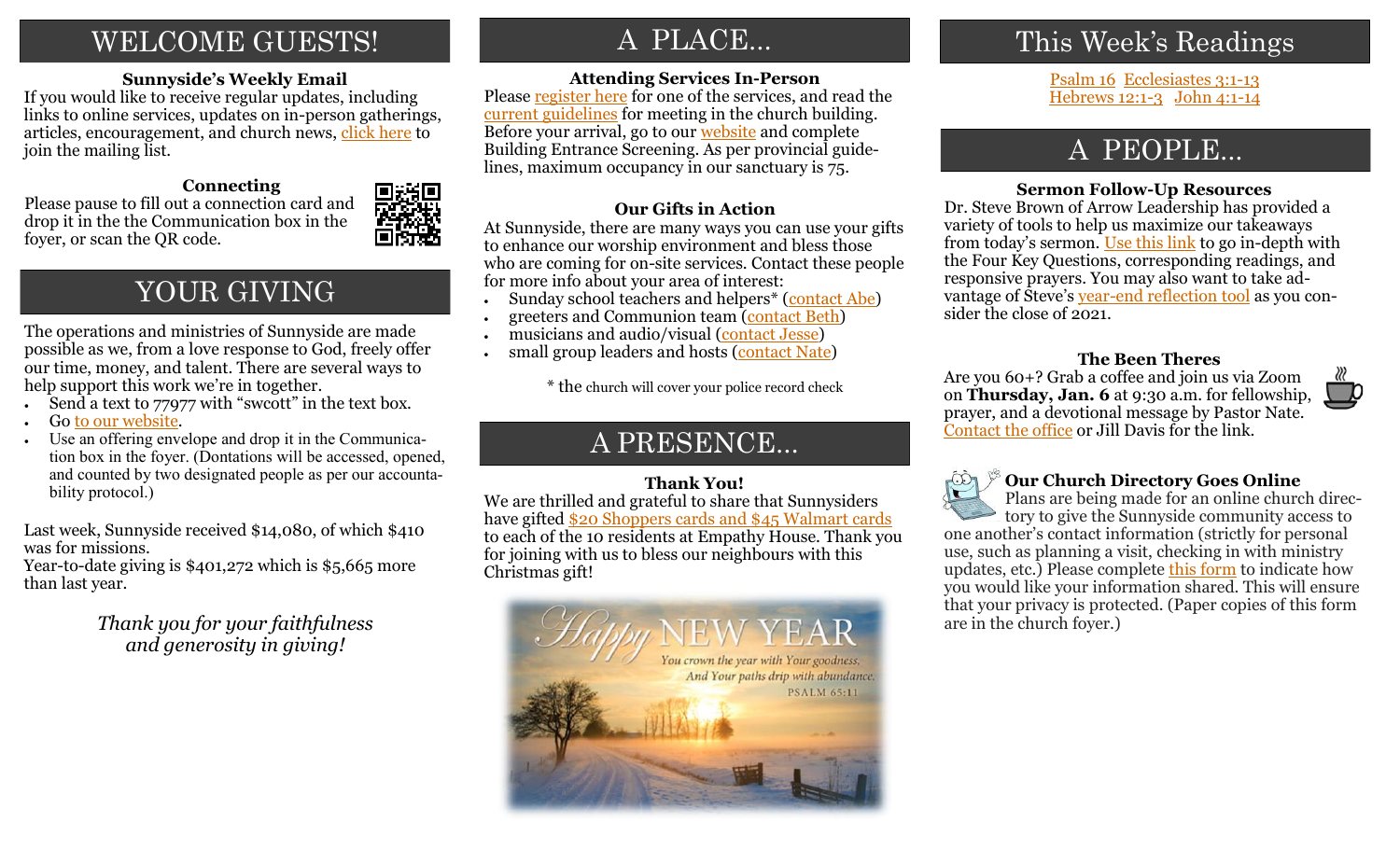# WELCOME GUESTS!

**Sunnyside's Weekly Email**

If you would like to receive regular updates, including links to online services, updates on in-person gatherings, articles, encouragement, and church news, click here to join the mailing list.

**Connecting**

Please pause to fill out a connection card and drop it in the the Communication box in the foyer, or scan the QR code.

# YOUR GIVING

The operations and ministries of Sunnyside are made possible as we, from a love response to God, freely offer our time, money, and talent. There are several ways to help support this work we're in together.

- Send a text to 77977 with "swcott" in the text box.
- Go to our website.
- Use an offering envelope and drop it in the Communication box in the foyer. (Dontations will be accessed, opened, and counted by two designated people as per our accountability protocol.)

Last week, Sunnyside received $14,080, of which $410 was for missions.

Year-to-date giving is $401,272 which is $5,665 more than last year.

*Thank you for your faithfulness and generosity in giving!*

# A PLACE...

**Attending Services In-Person**

Please register here for one of the services, and read the current guidelines for meeting in the church building. Before your arrival, go to our website and complete Building Entrance Screening. As per provincial guidelines, maximum occupancy in our sanctuary is 75.

**Our Gifts in Action**

At Sunnyside, there are many ways you can use your gifts to enhance our worship environment and bless those who are coming for on-site services. Contact these people for more info about your area of interest:

- Sunday school teachers and helpers* (contact Abe)
- greeters and Communion team (contact Beth)
- musicians and audio/visual (contact Jesse)
- small group leaders and hosts (contact Nate)

\* the church will cover your police record check

# A PRESENCE...

**Thank You!**

We are thrilled and grateful to share that Sunnysiders have gifted $20 Shoppers cards and $45 Walmart cards to each of the 10 residents at Empathy House. Thank you for joining with us to bless our neighbours with this Christmas gift!

Happy NEW YEAR
You crown the year with Your goodness,
And Your paths drip with abundance.
PSALM 65:11

# This Week's Readings

Psalm 16 Ecclesiastes 3:1-13
Hebrews 12:1-3 John 4:1-14

# A PEOPLE...

**Sermon Follow-Up Resources**

Dr. Steve Brown of Arrow Leadership has provided a variety of tools to help us maximize our takeaways from today's sermon. Use this link to go in-depth with the Four Key Questions, corresponding readings, and responsive prayers. You may also want to take advantage of Steve's year-end reflection tool as you consider the close of 2021.

**The Been Theres**

Are you 60+? Grab a coffee and join us via Zoom on **Thursday, Jan. 6** at 9:30 a.m. for fellowship, prayer, and a devotional message by Pastor Nate. Contact the office or Jill Davis for the link.

**Our Church Directory Goes Online**

Plans are being made for an online church directory to give the Sunnyside community access to one another's contact information (strictly for personal use, such as planning a visit, checking in with ministry updates, etc.) Please complete this form to indicate how you would like your information shared. This will ensure that your privacy is protected. (Paper copies of this form are in the church foyer.)